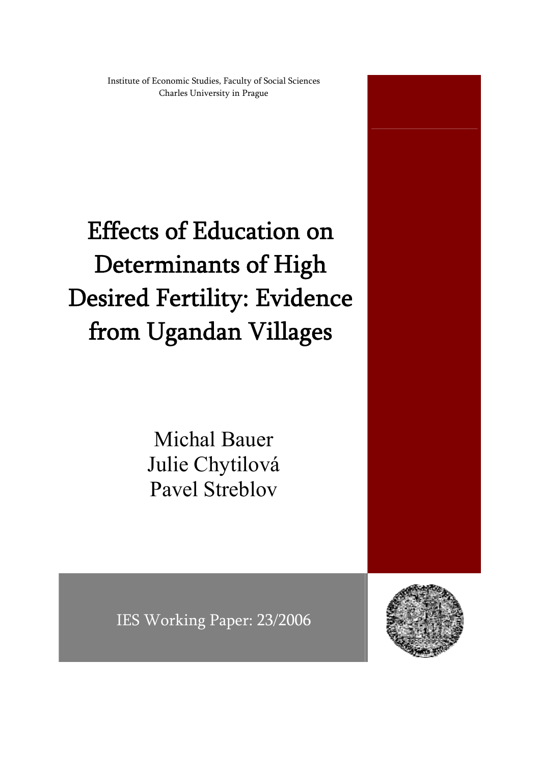Institute of Economic Studies, Faculty of Social Sciences
Charles University in Prague

# Effects of Education on Determinants of High Desired Fertility: Evidence from Ugandan Villages

Michal Bauer
Julie Chytilová
Pavel Streblov

IES Working Paper: 23/2006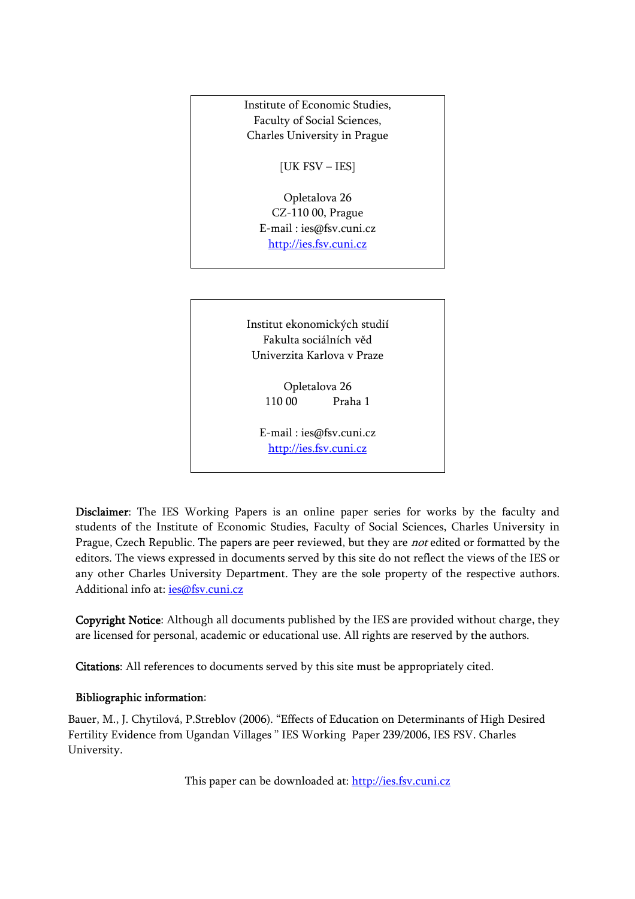Institute of Economic Studies,
Faculty of Social Sciences,
Charles University in Prague

[UK FSV – IES]

Opletalova 26
CZ-110 00, Prague
E-mail : ies@fsv.cuni.cz
http://ies.fsv.cuni.cz

Institut ekonomických studií
Fakulta sociálních věd
Univerzita Karlova v Praze

Opletalova 26
110 00 Praha 1

E-mail : ies@fsv.cuni.cz
http://ies.fsv.cuni.cz

**Disclaimer**: The IES Working Papers is an online paper series for works by the faculty and students of the Institute of Economic Studies, Faculty of Social Sciences, Charles University in Prague, Czech Republic. The papers are peer reviewed, but they are *not* edited or formatted by the editors. The views expressed in documents served by this site do not reflect the views of the IES or any other Charles University Department. They are the sole property of the respective authors. Additional info at: ies@fsv.cuni.cz

**Copyright Notice**: Although all documents published by the IES are provided without charge, they are licensed for personal, academic or educational use. All rights are reserved by the authors.

**Citations**: All references to documents served by this site must be appropriately cited.

**Bibliographic information**:

Bauer, M., J. Chytilová, P.Streblov (2006). "Effects of Education on Determinants of High Desired Fertility Evidence from Ugandan Villages " IES Working Paper 239/2006, IES FSV. Charles University.

This paper can be downloaded at: http://ies.fsv.cuni.cz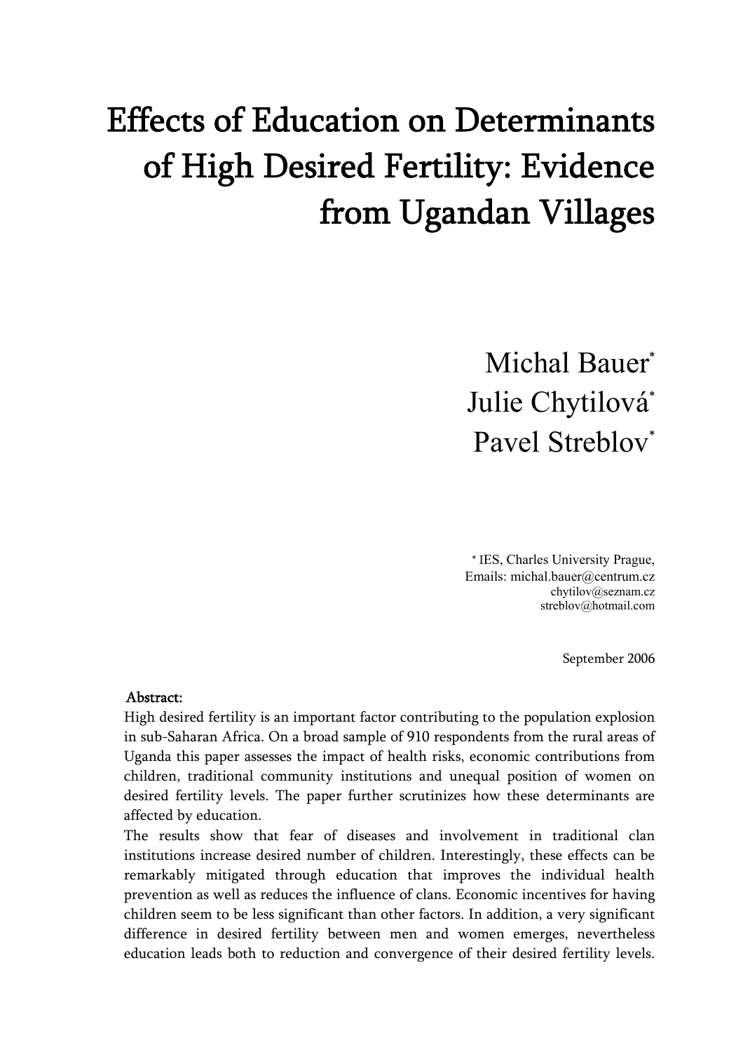# Effects of Education on Determinants of High Desired Fertility: Evidence from Ugandan Villages

Michal Bauer[*]
Julie Chytilová[*]
Pavel Streblov[*]

[*] IES, Charles University Prague,
Emails: michal.bauer@centrum.cz
chytilov@seznam.cz
streblov@hotmail.com

September 2006

**Abstract:**

High desired fertility is an important factor contributing to the population explosion in sub-Saharan Africa. On a broad sample of 910 respondents from the rural areas of Uganda this paper assesses the impact of health risks, economic contributions from children, traditional community institutions and unequal position of women on desired fertility levels. The paper further scrutinizes how these determinants are affected by education.

The results show that fear of diseases and involvement in traditional clan institutions increase desired number of children. Interestingly, these effects can be remarkably mitigated through education that improves the individual health prevention as well as reduces the influence of clans. Economic incentives for having children seem to be less significant than other factors. In addition, a very significant difference in desired fertility between men and women emerges, nevertheless education leads both to reduction and convergence of their desired fertility levels.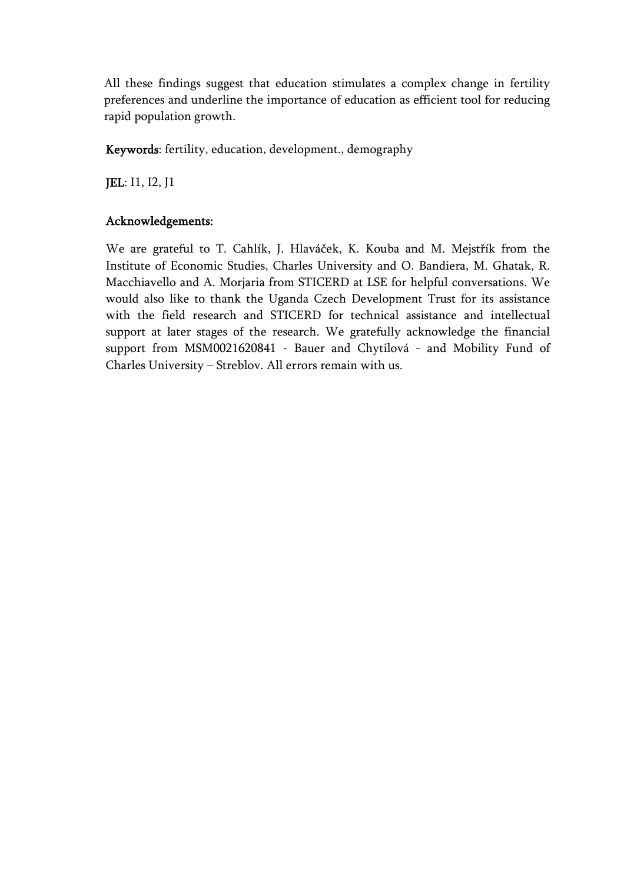All these findings suggest that education stimulates a complex change in fertility preferences and underline the importance of education as efficient tool for reducing rapid population growth.

**Keywords**: fertility, education, development., demography

**JEL**: I1, I2, J1

**Acknowledgements:**

We are grateful to T. Cahlík, J. Hlaváček, K. Kouba and M. Mejstřík from the Institute of Economic Studies, Charles University and O. Bandiera, M. Ghatak, R. Macchiavello and A. Morjaria from STICERD at LSE for helpful conversations. We would also like to thank the Uganda Czech Development Trust for its assistance with the field research and STICERD for technical assistance and intellectual support at later stages of the research. We gratefully acknowledge the financial support from MSM0021620841 - Bauer and Chytilová - and Mobility Fund of Charles University – Streblov. All errors remain with us.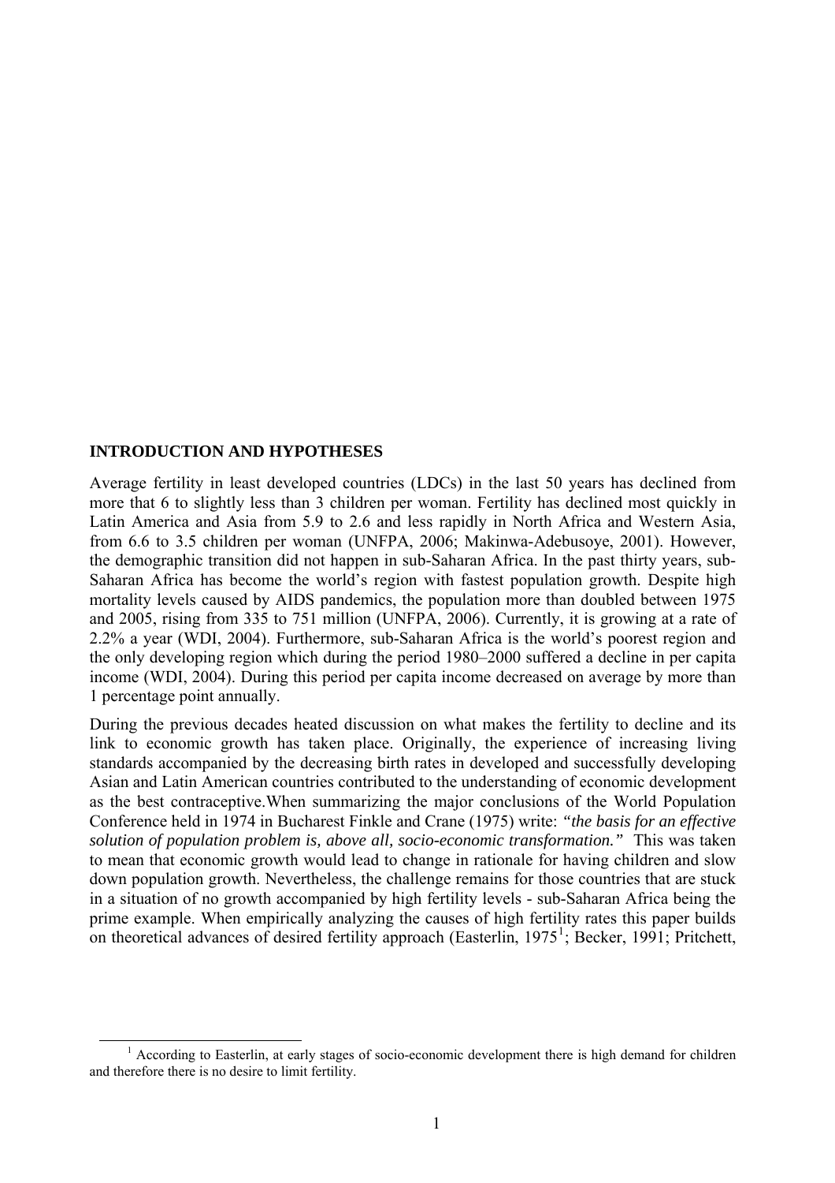## INTRODUCTION AND HYPOTHESES

Average fertility in least developed countries (LDCs) in the last 50 years has declined from more that 6 to slightly less than 3 children per woman. Fertility has declined most quickly in Latin America and Asia from 5.9 to 2.6 and less rapidly in North Africa and Western Asia, from 6.6 to 3.5 children per woman (UNFPA, 2006; Makinwa-Adebusoye, 2001). However, the demographic transition did not happen in sub-Saharan Africa. In the past thirty years, sub-Saharan Africa has become the world's region with fastest population growth. Despite high mortality levels caused by AIDS pandemics, the population more than doubled between 1975 and 2005, rising from 335 to 751 million (UNFPA, 2006). Currently, it is growing at a rate of 2.2% a year (WDI, 2004). Furthermore, sub-Saharan Africa is the world's poorest region and the only developing region which during the period 1980–2000 suffered a decline in per capita income (WDI, 2004). During this period per capita income decreased on average by more than 1 percentage point annually.

During the previous decades heated discussion on what makes the fertility to decline and its link to economic growth has taken place. Originally, the experience of increasing living standards accompanied by the decreasing birth rates in developed and successfully developing Asian and Latin American countries contributed to the understanding of economic development as the best contraceptive.When summarizing the major conclusions of the World Population Conference held in 1974 in Bucharest Finkle and Crane (1975) write: *"the basis for an effective solution of population problem is, above all, socio-economic transformation."* This was taken to mean that economic growth would lead to change in rationale for having children and slow down population growth. Nevertheless, the challenge remains for those countries that are stuck in a situation of no growth accompanied by high fertility levels - sub-Saharan Africa being the prime example. When empirically analyzing the causes of high fertility rates this paper builds on theoretical advances of desired fertility approach (Easterlin, 1975[1]; Becker, 1991; Pritchett,

[1] According to Easterlin, at early stages of socio-economic development there is high demand for children and therefore there is no desire to limit fertility.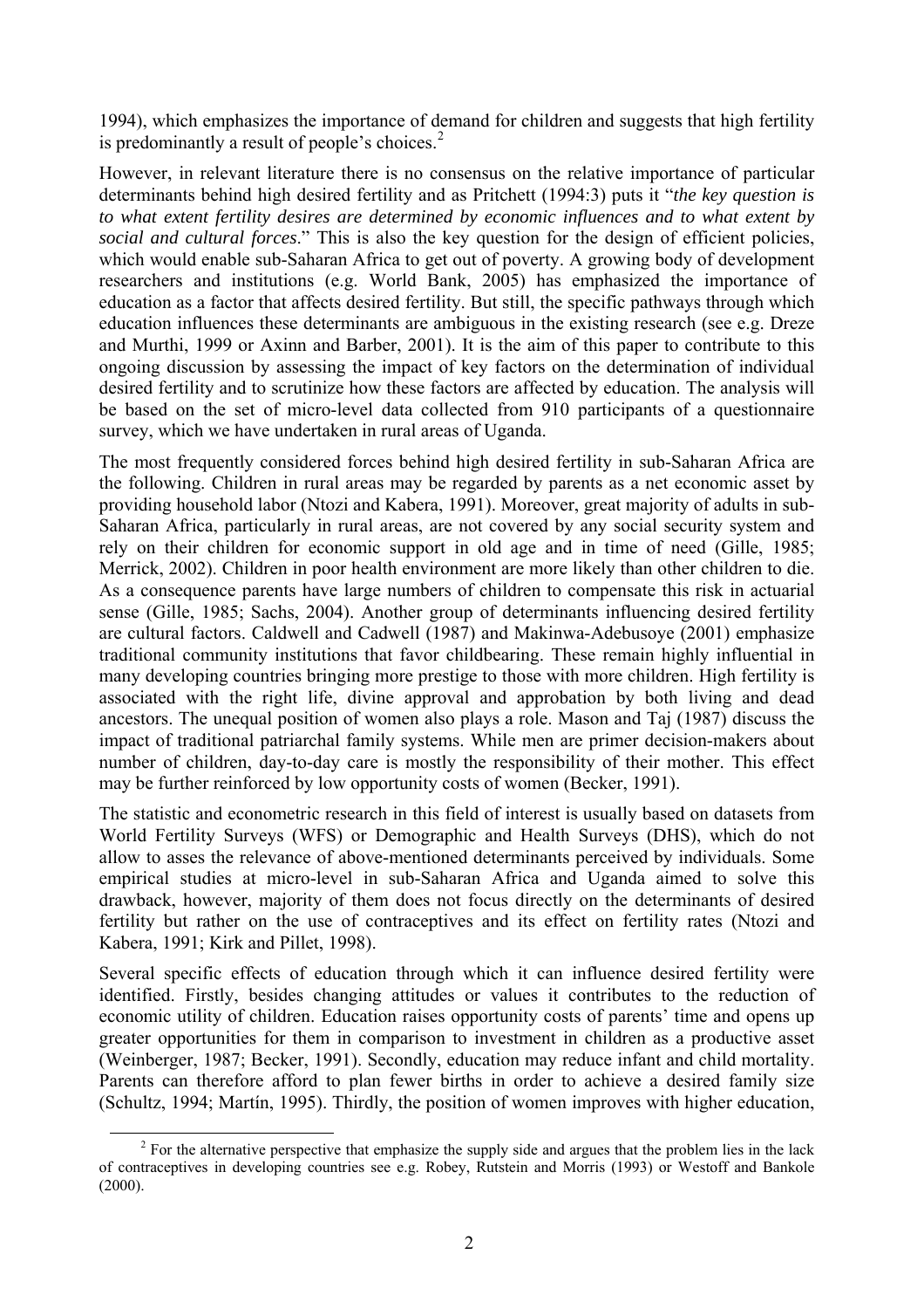1994), which emphasizes the importance of demand for children and suggests that high fertility is predominantly a result of people's choices.[2]

However, in relevant literature there is no consensus on the relative importance of particular determinants behind high desired fertility and as Pritchett (1994:3) puts it "*the key question is to what extent fertility desires are determined by economic influences and to what extent by social and cultural forces*." This is also the key question for the design of efficient policies, which would enable sub-Saharan Africa to get out of poverty. A growing body of development researchers and institutions (e.g. World Bank, 2005) has emphasized the importance of education as a factor that affects desired fertility. But still, the specific pathways through which education influences these determinants are ambiguous in the existing research (see e.g. Dreze and Murthi, 1999 or Axinn and Barber, 2001). It is the aim of this paper to contribute to this ongoing discussion by assessing the impact of key factors on the determination of individual desired fertility and to scrutinize how these factors are affected by education. The analysis will be based on the set of micro-level data collected from 910 participants of a questionnaire survey, which we have undertaken in rural areas of Uganda.

The most frequently considered forces behind high desired fertility in sub-Saharan Africa are the following. Children in rural areas may be regarded by parents as a net economic asset by providing household labor (Ntozi and Kabera, 1991). Moreover, great majority of adults in sub-Saharan Africa, particularly in rural areas, are not covered by any social security system and rely on their children for economic support in old age and in time of need (Gille, 1985; Merrick, 2002). Children in poor health environment are more likely than other children to die. As a consequence parents have large numbers of children to compensate this risk in actuarial sense (Gille, 1985; Sachs, 2004). Another group of determinants influencing desired fertility are cultural factors. Caldwell and Cadwell (1987) and Makinwa-Adebusoye (2001) emphasize traditional community institutions that favor childbearing. These remain highly influential in many developing countries bringing more prestige to those with more children. High fertility is associated with the right life, divine approval and approbation by both living and dead ancestors. The unequal position of women also plays a role. Mason and Taj (1987) discuss the impact of traditional patriarchal family systems. While men are primer decision-makers about number of children, day-to-day care is mostly the responsibility of their mother. This effect may be further reinforced by low opportunity costs of women (Becker, 1991).

The statistic and econometric research in this field of interest is usually based on datasets from World Fertility Surveys (WFS) or Demographic and Health Surveys (DHS), which do not allow to asses the relevance of above-mentioned determinants perceived by individuals. Some empirical studies at micro-level in sub-Saharan Africa and Uganda aimed to solve this drawback, however, majority of them does not focus directly on the determinants of desired fertility but rather on the use of contraceptives and its effect on fertility rates (Ntozi and Kabera, 1991; Kirk and Pillet, 1998).

Several specific effects of education through which it can influence desired fertility were identified. Firstly, besides changing attitudes or values it contributes to the reduction of economic utility of children. Education raises opportunity costs of parents' time and opens up greater opportunities for them in comparison to investment in children as a productive asset (Weinberger, 1987; Becker, 1991). Secondly, education may reduce infant and child mortality. Parents can therefore afford to plan fewer births in order to achieve a desired family size (Schultz, 1994; Martín, 1995). Thirdly, the position of women improves with higher education,

[2] For the alternative perspective that emphasize the supply side and argues that the problem lies in the lack of contraceptives in developing countries see e.g. Robey, Rutstein and Morris (1993) or Westoff and Bankole (2000).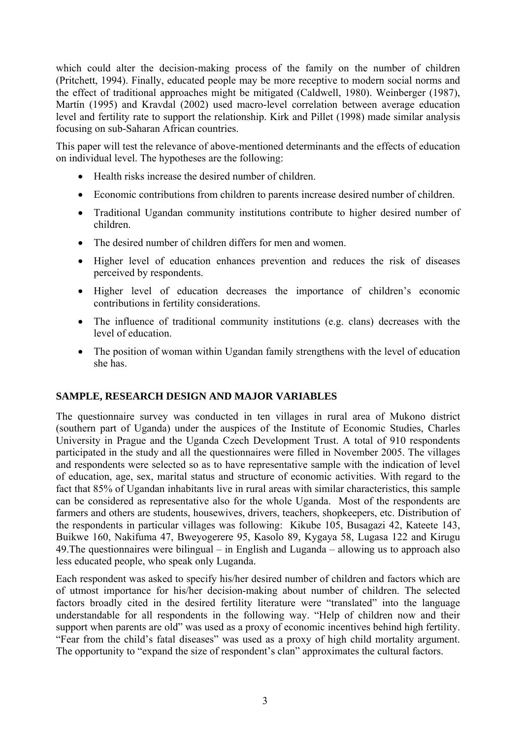which could alter the decision-making process of the family on the number of children (Pritchett, 1994). Finally, educated people may be more receptive to modern social norms and the effect of traditional approaches might be mitigated (Caldwell, 1980). Weinberger (1987), Martín (1995) and Kravdal (2002) used macro-level correlation between average education level and fertility rate to support the relationship. Kirk and Pillet (1998) made similar analysis focusing on sub-Saharan African countries.

This paper will test the relevance of above-mentioned determinants and the effects of education on individual level. The hypotheses are the following:

- Health risks increase the desired number of children.
- Economic contributions from children to parents increase desired number of children.
- Traditional Ugandan community institutions contribute to higher desired number of children.
- The desired number of children differs for men and women.
- Higher level of education enhances prevention and reduces the risk of diseases perceived by respondents.
- Higher level of education decreases the importance of children's economic contributions in fertility considerations.
- The influence of traditional community institutions (e.g. clans) decreases with the level of education.
- The position of woman within Ugandan family strengthens with the level of education she has.

## SAMPLE, RESEARCH DESIGN AND MAJOR VARIABLES

The questionnaire survey was conducted in ten villages in rural area of Mukono district (southern part of Uganda) under the auspices of the Institute of Economic Studies, Charles University in Prague and the Uganda Czech Development Trust. A total of 910 respondents participated in the study and all the questionnaires were filled in November 2005. The villages and respondents were selected so as to have representative sample with the indication of level of education, age, sex, marital status and structure of economic activities. With regard to the fact that 85% of Ugandan inhabitants live in rural areas with similar characteristics, this sample can be considered as representative also for the whole Uganda. Most of the respondents are farmers and others are students, housewives, drivers, teachers, shopkeepers, etc. Distribution of the respondents in particular villages was following: Kikube 105, Busagazi 42, Kateete 143, Buikwe 160, Nakifuma 47, Bweyogerere 95, Kasolo 89, Kygaya 58, Lugasa 122 and Kirugu 49.The questionnaires were bilingual – in English and Luganda – allowing us to approach also less educated people, who speak only Luganda.

Each respondent was asked to specify his/her desired number of children and factors which are of utmost importance for his/her decision-making about number of children. The selected factors broadly cited in the desired fertility literature were "translated" into the language understandable for all respondents in the following way. "Help of children now and their support when parents are old" was used as a proxy of economic incentives behind high fertility. "Fear from the child's fatal diseases" was used as a proxy of high child mortality argument. The opportunity to "expand the size of respondent's clan" approximates the cultural factors.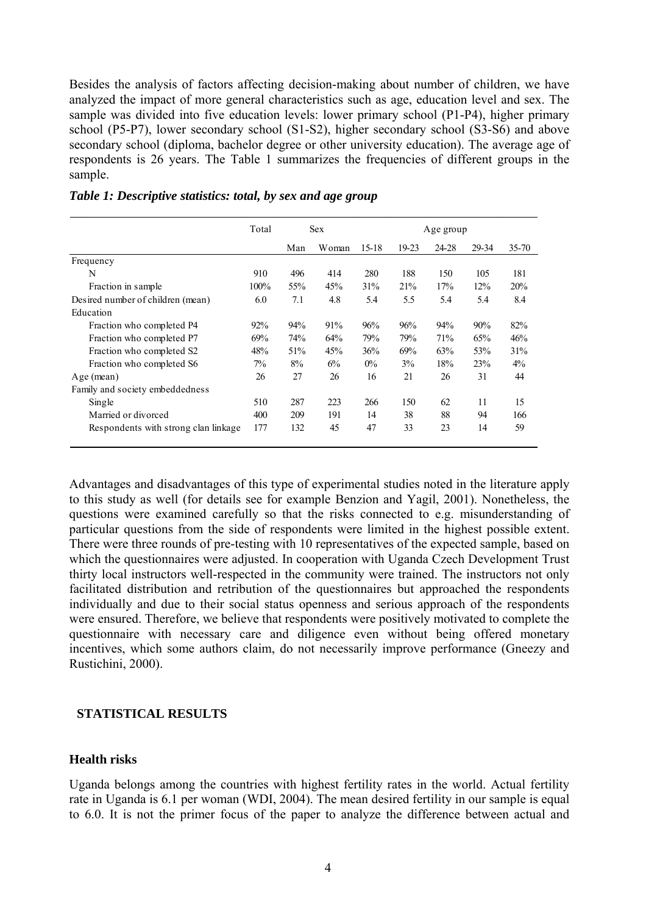Besides the analysis of factors affecting decision-making about number of children, we have analyzed the impact of more general characteristics such as age, education level and sex. The sample was divided into five education levels: lower primary school (P1-P4), higher primary school (P5-P7), lower secondary school (S1-S2), higher secondary school (S3-S6) and above secondary school (diploma, bachelor degree or other university education). The average age of respondents is 26 years. The Table 1 summarizes the frequencies of different groups in the sample.

***Table 1: Descriptive statistics: total, by sex and age group***

| | Total | Sex | | Age group | | | | |
|---|---|---|---|---|---|---|---|---|
| | | Man | Woman | 15-18 | 19-23 | 24-28 | 29-34 | 35-70 |
| Frequency | | | | | | | | |
| N | 910 | 496 | 414 | 280 | 188 | 150 | 105 | 181 |
| Fraction in sample | 100% | 55% | 45% | 31% | 21% | 17% | 12% | 20% |
| Desired number of children (mean) | 6.0 | 7.1 | 4.8 | 5.4 | 5.5 | 5.4 | 5.4 | 8.4 |
| Education | | | | | | | | |
| Fraction who completed P4 | 92% | 94% | 91% | 96% | 96% | 94% | 90% | 82% |
| Fraction who completed P7 | 69% | 74% | 64% | 79% | 79% | 71% | 65% | 46% |
| Fraction who completed S2 | 48% | 51% | 45% | 36% | 69% | 63% | 53% | 31% |
| Fraction who completed S6 | 7% | 8% | 6% | 0% | 3% | 18% | 23% | 4% |
| Age (mean) | 26 | 27 | 26 | 16 | 21 | 26 | 31 | 44 |
| Family and society embeddedness | | | | | | | | |
| Single | 510 | 287 | 223 | 266 | 150 | 62 | 11 | 15 |
| Married or divorced | 400 | 209 | 191 | 14 | 38 | 88 | 94 | 166 |
| Respondents with strong clan linkage | 177 | 132 | 45 | 47 | 33 | 23 | 14 | 59 |

Advantages and disadvantages of this type of experimental studies noted in the literature apply to this study as well (for details see for example Benzion and Yagil, 2001). Nonetheless, the questions were examined carefully so that the risks connected to e.g. misunderstanding of particular questions from the side of respondents were limited in the highest possible extent. There were three rounds of pre-testing with 10 representatives of the expected sample, based on which the questionnaires were adjusted. In cooperation with Uganda Czech Development Trust thirty local instructors well-respected in the community were trained. The instructors not only facilitated distribution and retribution of the questionnaires but approached the respondents individually and due to their social status openness and serious approach of the respondents were ensured. Therefore, we believe that respondents were positively motivated to complete the questionnaire with necessary care and diligence even without being offered monetary incentives, which some authors claim, do not necessarily improve performance (Gneezy and Rustichini, 2000).

## STATISTICAL RESULTS

### Health risks

Uganda belongs among the countries with highest fertility rates in the world. Actual fertility rate in Uganda is 6.1 per woman (WDI, 2004). The mean desired fertility in our sample is equal to 6.0. It is not the primer focus of the paper to analyze the difference between actual and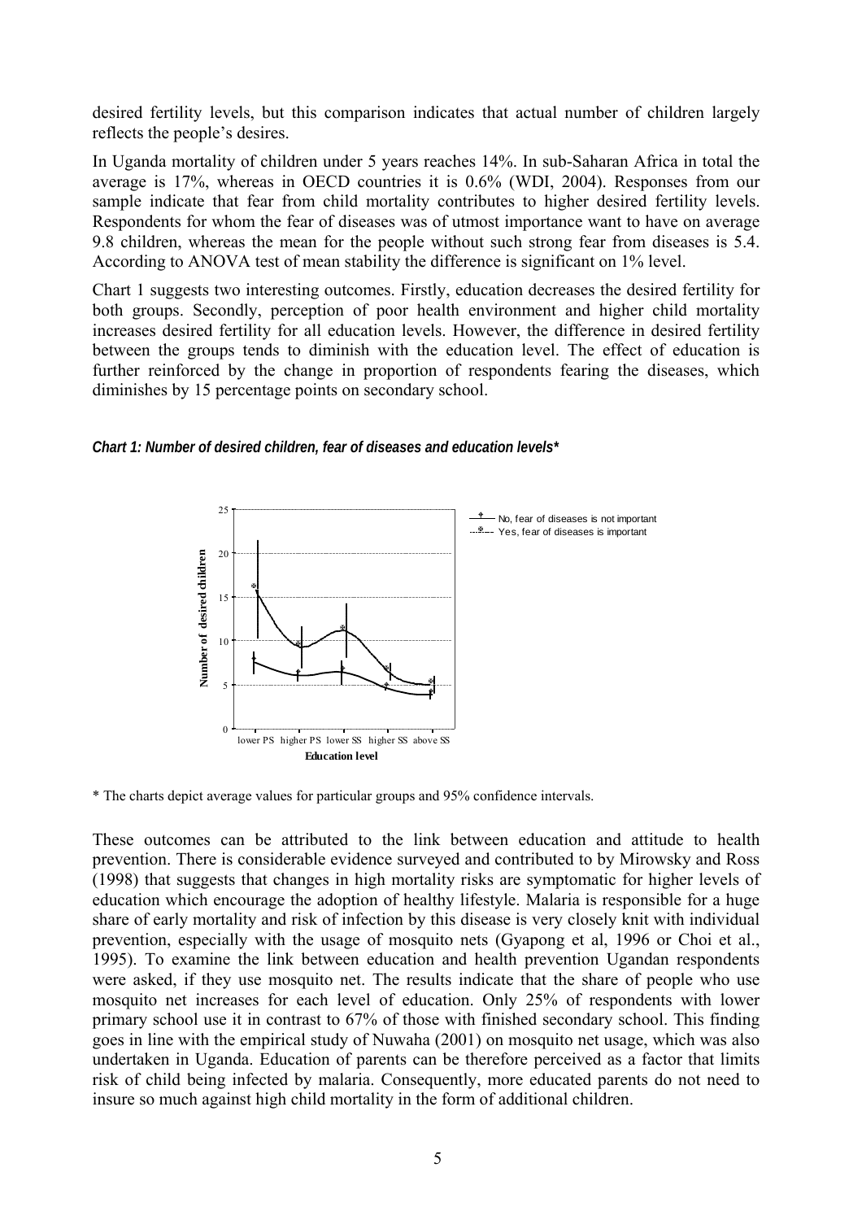desired fertility levels, but this comparison indicates that actual number of children largely reflects the people's desires.

In Uganda mortality of children under 5 years reaches 14%. In sub-Saharan Africa in total the average is 17%, whereas in OECD countries it is 0.6% (WDI, 2004). Responses from our sample indicate that fear from child mortality contributes to higher desired fertility levels. Respondents for whom the fear of diseases was of utmost importance want to have on average 9.8 children, whereas the mean for the people without such strong fear from diseases is 5.4. According to ANOVA test of mean stability the difference is significant on 1% level.

Chart 1 suggests two interesting outcomes. Firstly, education decreases the desired fertility for both groups. Secondly, perception of poor health environment and higher child mortality increases desired fertility for all education levels. However, the difference in desired fertility between the groups tends to diminish with the education level. The effect of education is further reinforced by the change in proportion of respondents fearing the diseases, which diminishes by 15 percentage points on secondary school.

***Chart 1: Number of desired children, fear of diseases and education levels****

\* The charts depict average values for particular groups and 95% confidence intervals.

These outcomes can be attributed to the link between education and attitude to health prevention. There is considerable evidence surveyed and contributed to by Mirowsky and Ross (1998) that suggests that changes in high mortality risks are symptomatic for higher levels of education which encourage the adoption of healthy lifestyle. Malaria is responsible for a huge share of early mortality and risk of infection by this disease is very closely knit with individual prevention, especially with the usage of mosquito nets (Gyapong et al, 1996 or Choi et al., 1995). To examine the link between education and health prevention Ugandan respondents were asked, if they use mosquito net. The results indicate that the share of people who use mosquito net increases for each level of education. Only 25% of respondents with lower primary school use it in contrast to 67% of those with finished secondary school. This finding goes in line with the empirical study of Nuwaha (2001) on mosquito net usage, which was also undertaken in Uganda. Education of parents can be therefore perceived as a factor that limits risk of child being infected by malaria. Consequently, more educated parents do not need to insure so much against high child mortality in the form of additional children.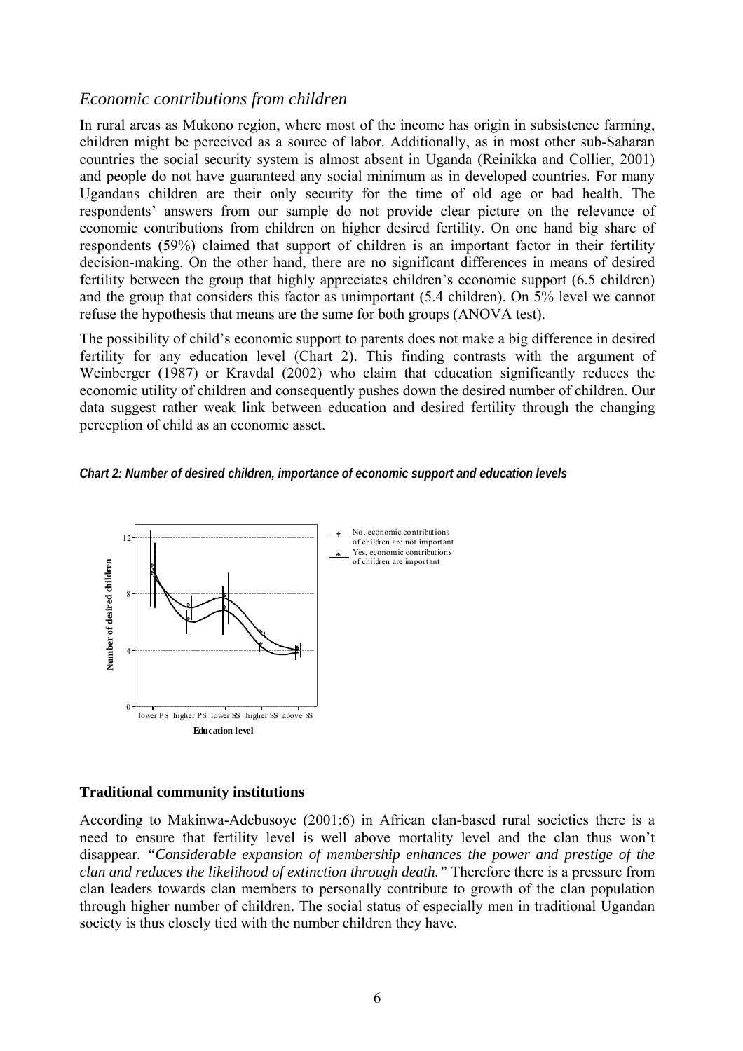## *Economic contributions from children*

In rural areas as Mukono region, where most of the income has origin in subsistence farming, children might be perceived as a source of labor. Additionally, as in most other sub-Saharan countries the social security system is almost absent in Uganda (Reinikka and Collier, 2001) and people do not have guaranteed any social minimum as in developed countries. For many Ugandans children are their only security for the time of old age or bad health. The respondents' answers from our sample do not provide clear picture on the relevance of economic contributions from children on higher desired fertility. On one hand big share of respondents (59%) claimed that support of children is an important factor in their fertility decision-making. On the other hand, there are no significant differences in means of desired fertility between the group that highly appreciates children's economic support (6.5 children) and the group that considers this factor as unimportant (5.4 children). On 5% level we cannot refuse the hypothesis that means are the same for both groups (ANOVA test).

The possibility of child's economic support to parents does not make a big difference in desired fertility for any education level (Chart 2). This finding contrasts with the argument of Weinberger (1987) or Kravdal (2002) who claim that education significantly reduces the economic utility of children and consequently pushes down the desired number of children. Our data suggest rather weak link between education and desired fertility through the changing perception of child as an economic asset.

***Chart 2: Number of desired children, importance of economic support and education levels***

### Traditional community institutions

According to Makinwa-Adebusoye (2001:6) in African clan-based rural societies there is a need to ensure that fertility level is well above mortality level and the clan thus won't disappear. *"Considerable expansion of membership enhances the power and prestige of the clan and reduces the likelihood of extinction through death."* Therefore there is a pressure from clan leaders towards clan members to personally contribute to growth of the clan population through higher number of children. The social status of especially men in traditional Ugandan society is thus closely tied with the number children they have.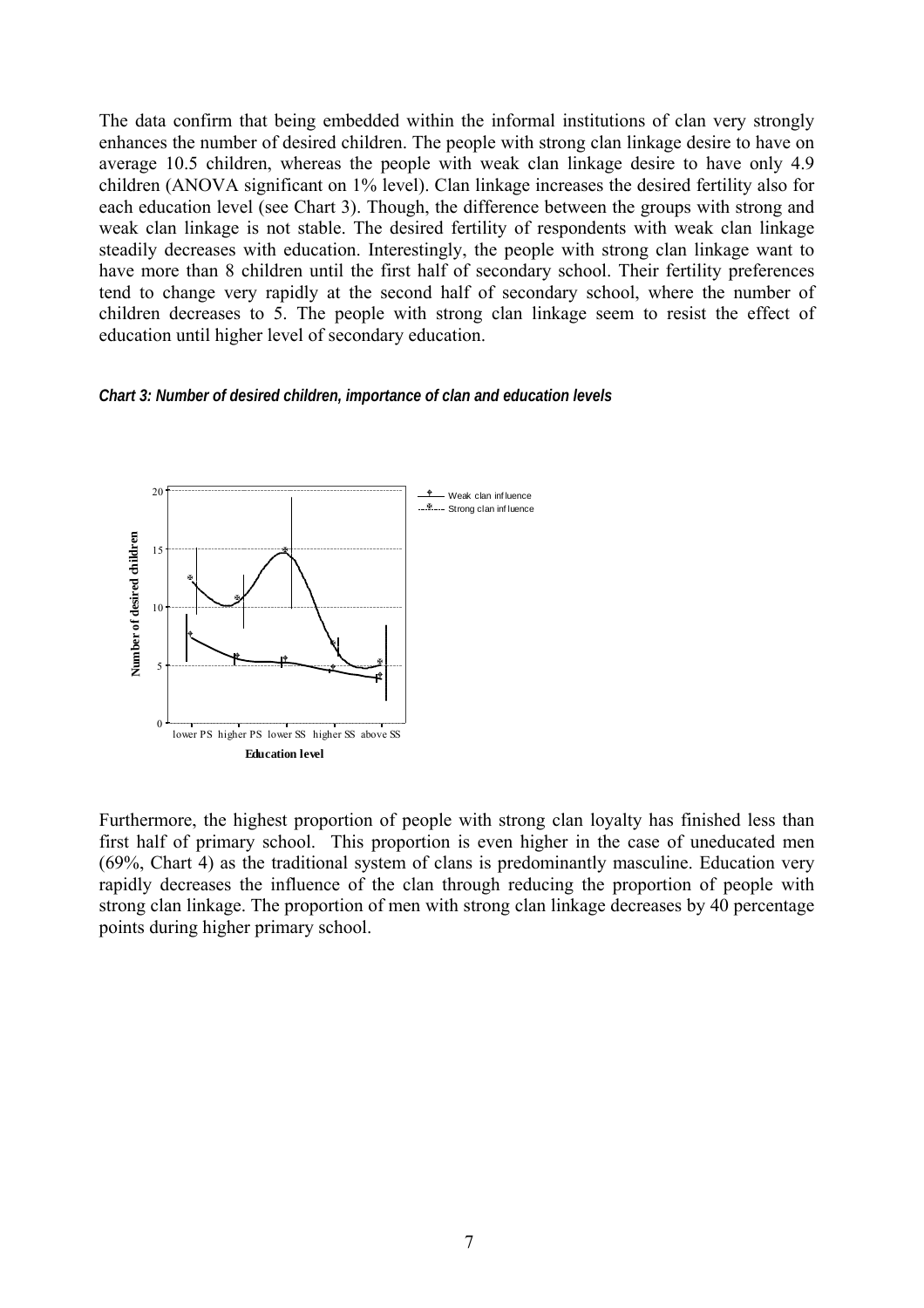The data confirm that being embedded within the informal institutions of clan very strongly enhances the number of desired children. The people with strong clan linkage desire to have on average 10.5 children, whereas the people with weak clan linkage desire to have only 4.9 children (ANOVA significant on 1% level). Clan linkage increases the desired fertility also for each education level (see Chart 3). Though, the difference between the groups with strong and weak clan linkage is not stable. The desired fertility of respondents with weak clan linkage steadily decreases with education. Interestingly, the people with strong clan linkage want to have more than 8 children until the first half of secondary school. Their fertility preferences tend to change very rapidly at the second half of secondary school, where the number of children decreases to 5. The people with strong clan linkage seem to resist the effect of education until higher level of secondary education.

***Chart 3: Number of desired children, importance of clan and education levels***

Furthermore, the highest proportion of people with strong clan loyalty has finished less than first half of primary school. This proportion is even higher in the case of uneducated men (69%, Chart 4) as the traditional system of clans is predominantly masculine. Education very rapidly decreases the influence of the clan through reducing the proportion of people with strong clan linkage. The proportion of men with strong clan linkage decreases by 40 percentage points during higher primary school.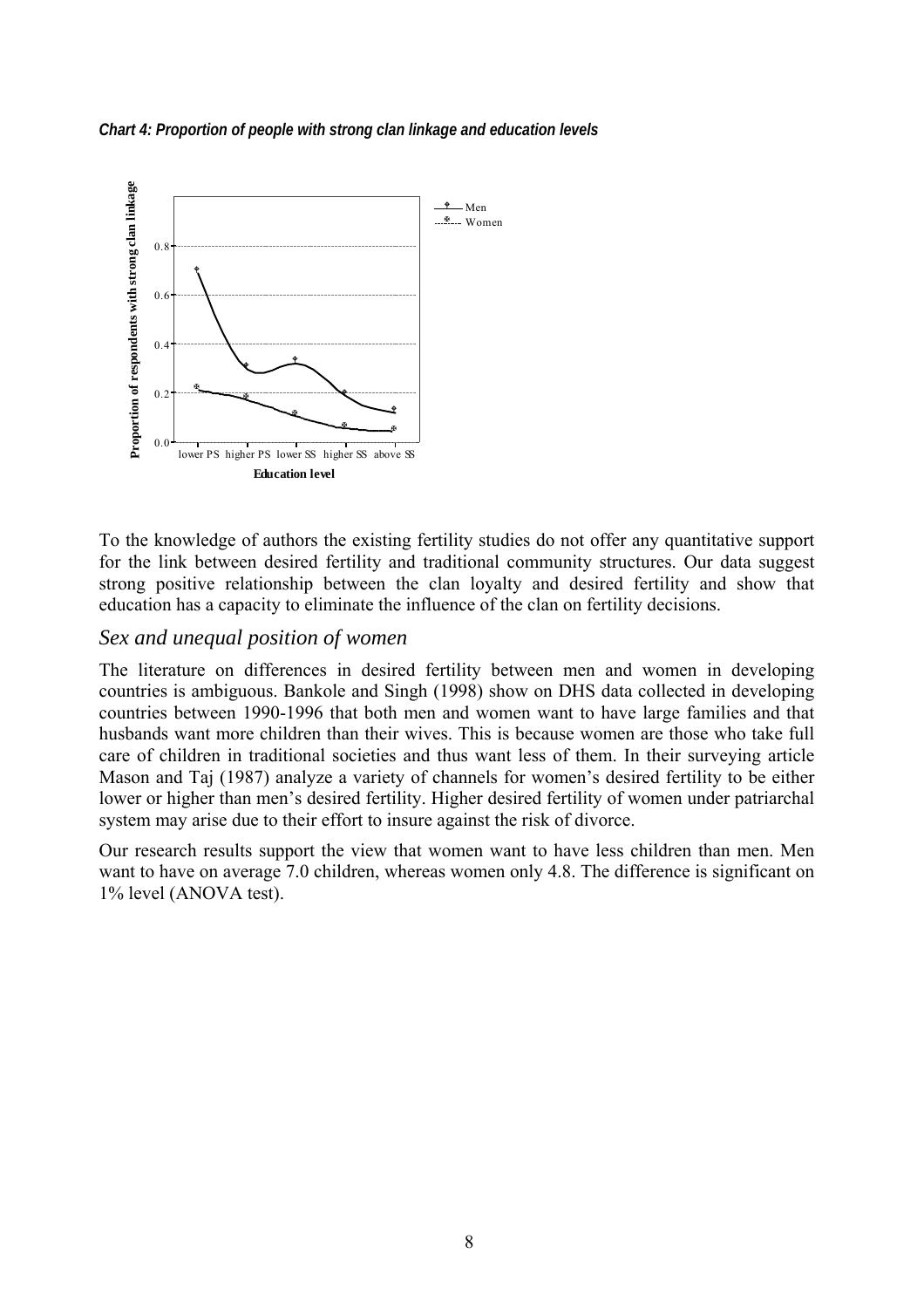*Chart 4: Proportion of people with strong clan linkage and education levels*

To the knowledge of authors the existing fertility studies do not offer any quantitative support for the link between desired fertility and traditional community structures. Our data suggest strong positive relationship between the clan loyalty and desired fertility and show that education has a capacity to eliminate the influence of the clan on fertility decisions.

## *Sex and unequal position of women*

The literature on differences in desired fertility between men and women in developing countries is ambiguous. Bankole and Singh (1998) show on DHS data collected in developing countries between 1990-1996 that both men and women want to have large families and that husbands want more children than their wives. This is because women are those who take full care of children in traditional societies and thus want less of them. In their surveying article Mason and Taj (1987) analyze a variety of channels for women's desired fertility to be either lower or higher than men's desired fertility. Higher desired fertility of women under patriarchal system may arise due to their effort to insure against the risk of divorce.

Our research results support the view that women want to have less children than men. Men want to have on average 7.0 children, whereas women only 4.8. The difference is significant on 1% level (ANOVA test).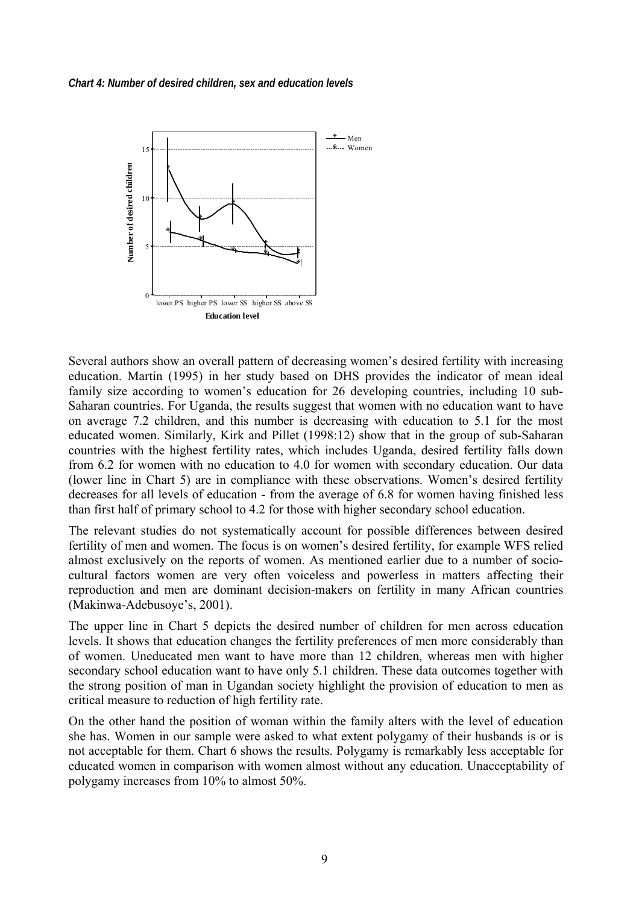*Chart 4: Number of desired children, sex and education levels*

Several authors show an overall pattern of decreasing women's desired fertility with increasing education. Martín (1995) in her study based on DHS provides the indicator of mean ideal family size according to women's education for 26 developing countries, including 10 sub-Saharan countries. For Uganda, the results suggest that women with no education want to have on average 7.2 children, and this number is decreasing with education to 5.1 for the most educated women. Similarly, Kirk and Pillet (1998:12) show that in the group of sub-Saharan countries with the highest fertility rates, which includes Uganda, desired fertility falls down from 6.2 for women with no education to 4.0 for women with secondary education. Our data (lower line in Chart 5) are in compliance with these observations. Women's desired fertility decreases for all levels of education - from the average of 6.8 for women having finished less than first half of primary school to 4.2 for those with higher secondary school education.

The relevant studies do not systematically account for possible differences between desired fertility of men and women. The focus is on women's desired fertility, for example WFS relied almost exclusively on the reports of women. As mentioned earlier due to a number of socio-cultural factors women are very often voiceless and powerless in matters affecting their reproduction and men are dominant decision-makers on fertility in many African countries (Makinwa-Adebusoye's, 2001).

The upper line in Chart 5 depicts the desired number of children for men across education levels. It shows that education changes the fertility preferences of men more considerably than of women. Uneducated men want to have more than 12 children, whereas men with higher secondary school education want to have only 5.1 children. These data outcomes together with the strong position of man in Ugandan society highlight the provision of education to men as critical measure to reduction of high fertility rate.

On the other hand the position of woman within the family alters with the level of education she has. Women in our sample were asked to what extent polygamy of their husbands is or is not acceptable for them. Chart 6 shows the results. Polygamy is remarkably less acceptable for educated women in comparison with women almost without any education. Unacceptability of polygamy increases from 10% to almost 50%.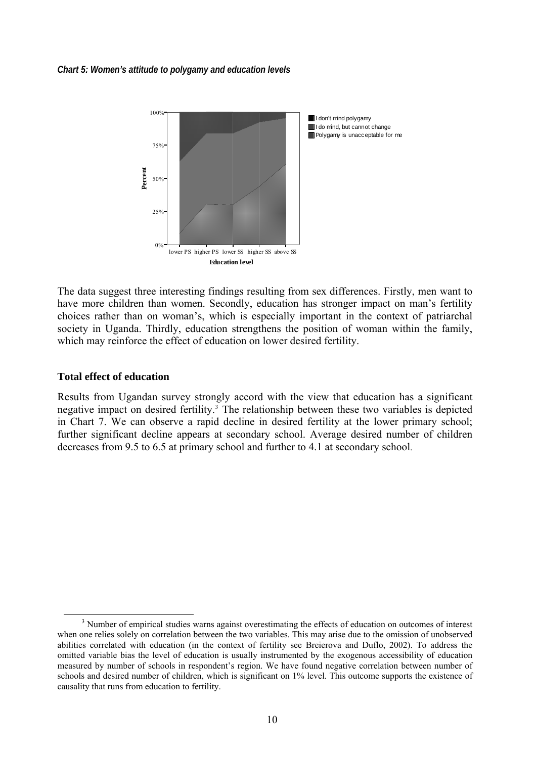*Chart 5: Women's attitude to polygamy and education levels*

The data suggest three interesting findings resulting from sex differences. Firstly, men want to have more children than women. Secondly, education has stronger impact on man's fertility choices rather than on woman's, which is especially important in the context of patriarchal society in Uganda. Thirdly, education strengthens the position of woman within the family, which may reinforce the effect of education on lower desired fertility.

### Total effect of education

Results from Ugandan survey strongly accord with the view that education has a significant negative impact on desired fertility.[3] The relationship between these two variables is depicted in Chart 7. We can observe a rapid decline in desired fertility at the lower primary school; further significant decline appears at secondary school. Average desired number of children decreases from 9.5 to 6.5 at primary school and further to 4.1 at secondary school.

[3] Number of empirical studies warns against overestimating the effects of education on outcomes of interest when one relies solely on correlation between the two variables. This may arise due to the omission of unobserved abilities correlated with education (in the context of fertility see Breierova and Duflo, 2002). To address the omitted variable bias the level of education is usually instrumented by the exogenous accessibility of education measured by number of schools in respondent's region. We have found negative correlation between number of schools and desired number of children, which is significant on 1% level. This outcome supports the existence of causality that runs from education to fertility.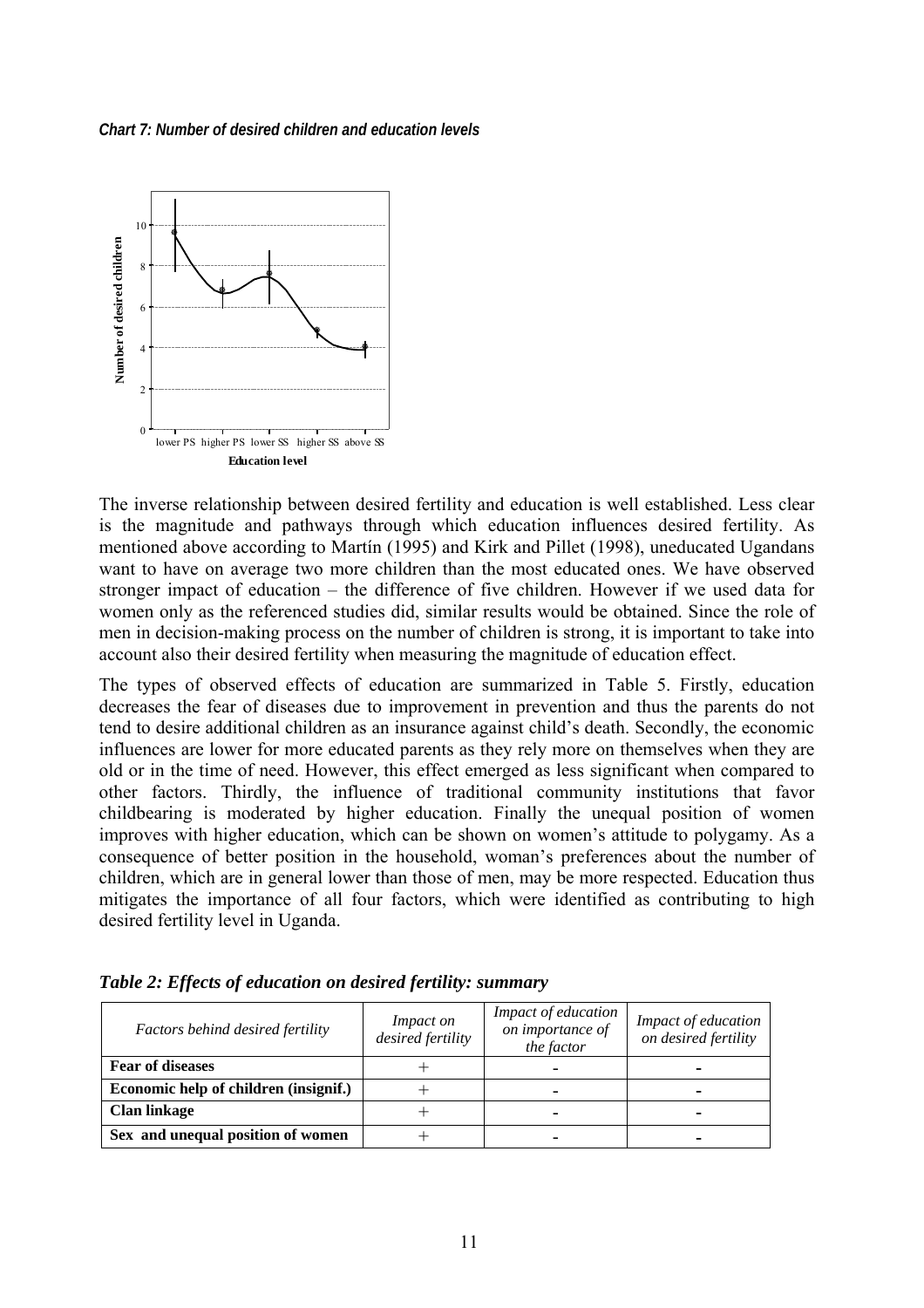*Chart 7: Number of desired children and education levels*

The inverse relationship between desired fertility and education is well established. Less clear is the magnitude and pathways through which education influences desired fertility. As mentioned above according to Martín (1995) and Kirk and Pillet (1998), uneducated Ugandans want to have on average two more children than the most educated ones. We have observed stronger impact of education – the difference of five children. However if we used data for women only as the referenced studies did, similar results would be obtained. Since the role of men in decision-making process on the number of children is strong, it is important to take into account also their desired fertility when measuring the magnitude of education effect.

The types of observed effects of education are summarized in Table 5. Firstly, education decreases the fear of diseases due to improvement in prevention and thus the parents do not tend to desire additional children as an insurance against child's death. Secondly, the economic influences are lower for more educated parents as they rely more on themselves when they are old or in the time of need. However, this effect emerged as less significant when compared to other factors. Thirdly, the influence of traditional community institutions that favor childbearing is moderated by higher education. Finally the unequal position of women improves with higher education, which can be shown on women's attitude to polygamy. As a consequence of better position in the household, woman's preferences about the number of children, which are in general lower than those of men, may be more respected. Education thus mitigates the importance of all four factors, which were identified as contributing to high desired fertility level in Uganda.

*Table 2: Effects of education on desired fertility: summary*

| *Factors behind desired fertility* | *Impact on desired fertility* | *Impact of education on importance of the factor* | *Impact of education on desired fertility* |
|---|---|---|---|
| **Fear of diseases** | + | - | - |
| **Economic help of children (insignif.)** | + | - | - |
| **Clan linkage** | + | - | - |
| **Sex and unequal position of women** | + | - | - |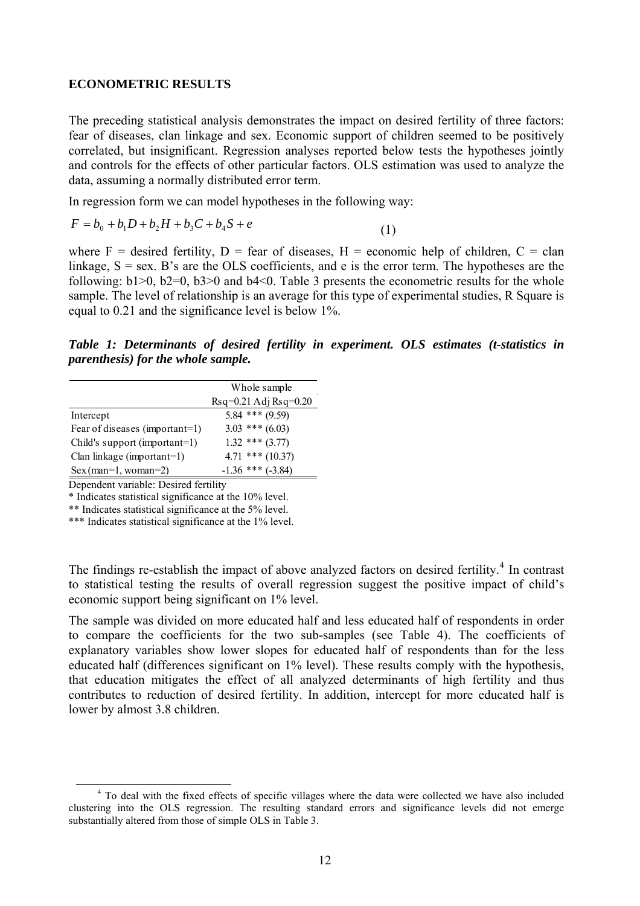**ECONOMETRIC RESULTS**

The preceding statistical analysis demonstrates the impact on desired fertility of three factors: fear of diseases, clan linkage and sex. Economic support of children seemed to be positively correlated, but insignificant. Regression analyses reported below tests the hypotheses jointly and controls for the effects of other particular factors. OLS estimation was used to analyze the data, assuming a normally distributed error term.

In regression form we can model hypotheses in the following way:

$$F = b_0 + b_1 D + b_2 H + b_3 C + b_4 S + e \tag{1}$$

where F = desired fertility, D = fear of diseases, H = economic help of children, C = clan linkage, S = sex. B's are the OLS coefficients, and e is the error term. The hypotheses are the following: $b1>0$, $b2=0$, $b3>0$ and $b4<0$. Table 3 presents the econometric results for the whole sample. The level of relationship is an average for this type of experimental studies, R Square is equal to 0.21 and the significance level is below 1%.

***Table 1: Determinants of desired fertility in experiment. OLS estimates (t-statistics in parenthesis) for the whole sample.***

| | Whole sample |
|---|---|
| | Rsq=0.21 Adj Rsq=0.20 |
| Intercept | 5.84 *** (9.59) |
| Fear of diseases (important=1) | 3.03 *** (6.03) |
| Child's support (important=1) | 1.32 *** (3.77) |
| Clan linkage (important=1) | 4.71 *** (10.37) |
| Sex (man=1, woman=2) | -1.36 *** (-3.84) |

Dependent variable: Desired fertility

* Indicates statistical significance at the 10% level.

** Indicates statistical significance at the 5% level.

*** Indicates statistical significance at the 1% level.

The findings re-establish the impact of above analyzed factors on desired fertility.[4] In contrast to statistical testing the results of overall regression suggest the positive impact of child's economic support being significant on 1% level.

The sample was divided on more educated half and less educated half of respondents in order to compare the coefficients for the two sub-samples (see Table 4). The coefficients of explanatory variables show lower slopes for educated half of respondents than for the less educated half (differences significant on 1% level). These results comply with the hypothesis, that education mitigates the effect of all analyzed determinants of high fertility and thus contributes to reduction of desired fertility. In addition, intercept for more educated half is lower by almost 3.8 children.

[4] To deal with the fixed effects of specific villages where the data were collected we have also included clustering into the OLS regression. The resulting standard errors and significance levels did not emerge substantially altered from those of simple OLS in Table 3.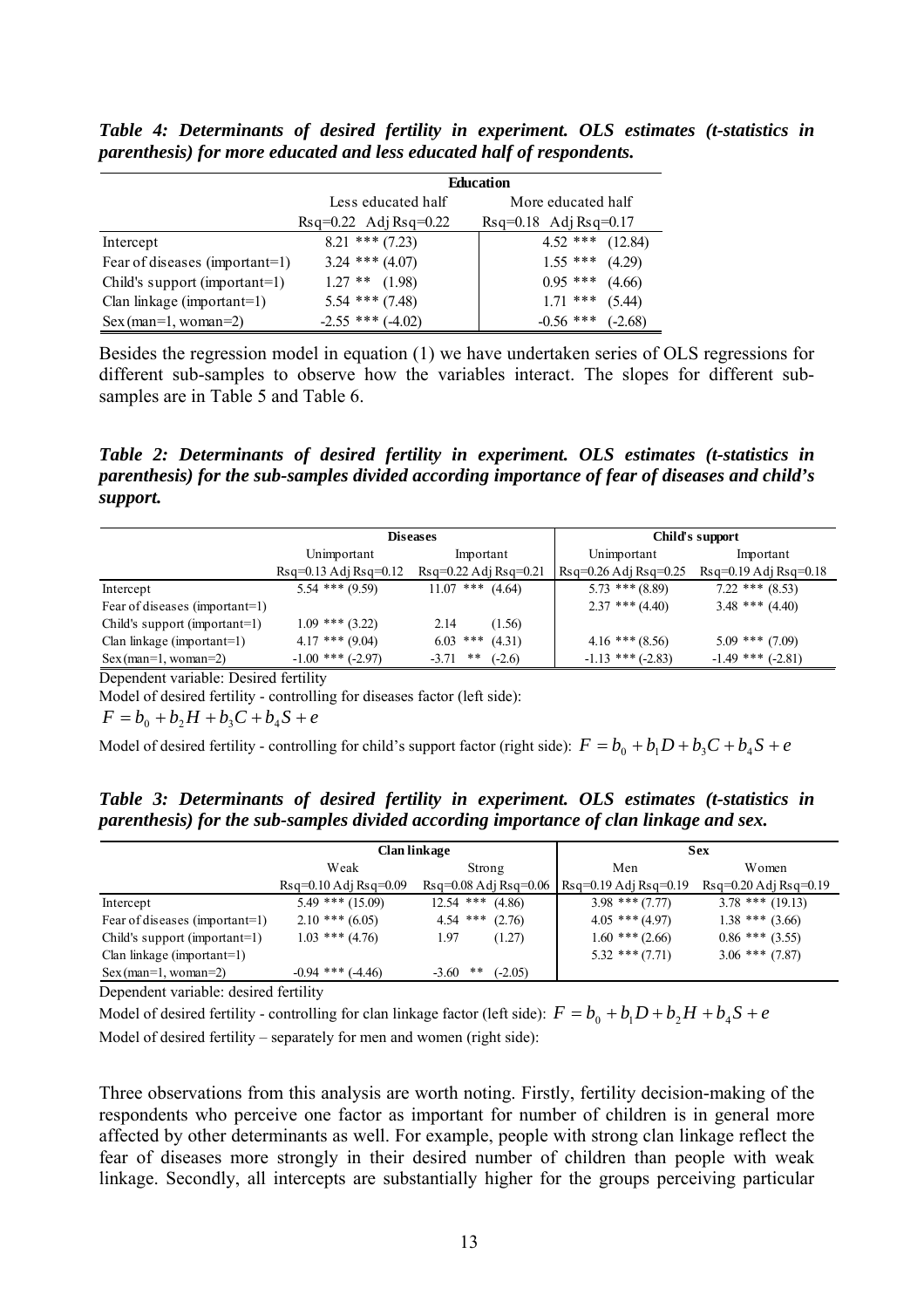***Table 4: Determinants of desired fertility in experiment. OLS estimates (t-statistics in parenthesis) for more educated and less educated half of respondents.***

| | Education | |
|---|---|---|
| | Less educated half | More educated half |
| | Rsq=0.22 Adj Rsq=0.22 | Rsq=0.18 Adj Rsq=0.17 |
| Intercept | 8.21 *** (7.23) | 4.52 *** (12.84) |
| Fear of diseases (important=1) | 3.24 *** (4.07) | 1.55 *** (4.29) |
| Child's support (important=1) | 1.27 ** (1.98) | 0.95 *** (4.66) |
| Clan linkage (important=1) | 5.54 *** (7.48) | 1.71 *** (5.44) |
| Sex (man=1, woman=2) | -2.55 *** (-4.02) | -0.56 *** (-2.68) |

Besides the regression model in equation (1) we have undertaken series of OLS regressions for different sub-samples to observe how the variables interact. The slopes for different sub-samples are in Table 5 and Table 6.

***Table 2: Determinants of desired fertility in experiment. OLS estimates (t-statistics in parenthesis) for the sub-samples divided according importance of fear of diseases and child's support.***

| | Diseases | | Child's support | |
|---|---|---|---|---|
| | Unimportant | Important | Unimportant | Important |
| | Rsq=0.13 Adj Rsq=0.12 | Rsq=0.22 Adj Rsq=0.21 | Rsq=0.26 Adj Rsq=0.25 | Rsq=0.19 Adj Rsq=0.18 |
| Intercept | 5.54 *** (9.59) | 11.07 *** (4.64) | 5.73 *** (8.89) | 7.22 *** (8.53) |
| Fear of diseases (important=1) | | | 2.37 *** (4.40) | 3.48 *** (4.40) |
| Child's support (important=1) | 1.09 *** (3.22) | 2.14 (1.56) | | |
| Clan linkage (important=1) | 4.17 *** (9.04) | 6.03 *** (4.31) | 4.16 *** (8.56) | 5.09 *** (7.09) |
| Sex (man=1, woman=2) | -1.00 *** (-2.97) | -3.71 ** (-2.6) | -1.13 *** (-2.83) | -1.49 *** (-2.81) |

Dependent variable: Desired fertility

Model of desired fertility - controlling for diseases factor (left side):

$$F = b_0 + b_2 H + b_3 C + b_4 S + e$$

Model of desired fertility - controlling for child's support factor (right side): $F = b_0 + b_1 D + b_3 C + b_4 S + e$

***Table 3: Determinants of desired fertility in experiment. OLS estimates (t-statistics in parenthesis) for the sub-samples divided according importance of clan linkage and sex.***

| | Clan linkage | | Sex | |
|---|---|---|---|---|
| | Weak | Strong | Men | Women |
| | Rsq=0.10 Adj Rsq=0.09 | Rsq=0.08 Adj Rsq=0.06 | Rsq=0.19 Adj Rsq=0.19 | Rsq=0.20 Adj Rsq=0.19 |
| Intercept | 5.49 *** (15.09) | 12.54 *** (4.86) | 3.98 *** (7.77) | 3.78 *** (19.13) |
| Fear of diseases (important=1) | 2.10 *** (6.05) | 4.54 *** (2.76) | 4.05 *** (4.97) | 1.38 *** (3.66) |
| Child's support (important=1) | 1.03 *** (4.76) | 1.97 (1.27) | 1.60 *** (2.66) | 0.86 *** (3.55) |
| Clan linkage (important=1) | | | 5.32 *** (7.71) | 3.06 *** (7.87) |
| Sex (man=1, woman=2) | -0.94 *** (-4.46) | -3.60 ** (-2.05) | | |

Dependent variable: desired fertility

Model of desired fertility - controlling for clan linkage factor (left side): $F = b_0 + b_1 D + b_2 H + b_4 S + e$

Model of desired fertility – separately for men and women (right side):

Three observations from this analysis are worth noting. Firstly, fertility decision-making of the respondents who perceive one factor as important for number of children is in general more affected by other determinants as well. For example, people with strong clan linkage reflect the fear of diseases more strongly in their desired number of children than people with weak linkage. Secondly, all intercepts are substantially higher for the groups perceiving particular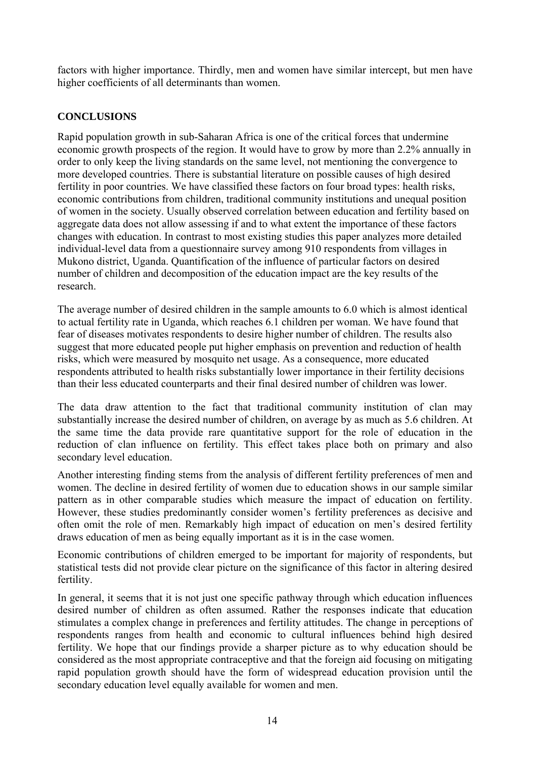factors with higher importance. Thirdly, men and women have similar intercept, but men have higher coefficients of all determinants than women.

## CONCLUSIONS

Rapid population growth in sub-Saharan Africa is one of the critical forces that undermine economic growth prospects of the region. It would have to grow by more than 2.2% annually in order to only keep the living standards on the same level, not mentioning the convergence to more developed countries. There is substantial literature on possible causes of high desired fertility in poor countries. We have classified these factors on four broad types: health risks, economic contributions from children, traditional community institutions and unequal position of women in the society. Usually observed correlation between education and fertility based on aggregate data does not allow assessing if and to what extent the importance of these factors changes with education. In contrast to most existing studies this paper analyzes more detailed individual-level data from a questionnaire survey among 910 respondents from villages in Mukono district, Uganda. Quantification of the influence of particular factors on desired number of children and decomposition of the education impact are the key results of the research.

The average number of desired children in the sample amounts to 6.0 which is almost identical to actual fertility rate in Uganda, which reaches 6.1 children per woman. We have found that fear of diseases motivates respondents to desire higher number of children. The results also suggest that more educated people put higher emphasis on prevention and reduction of health risks, which were measured by mosquito net usage. As a consequence, more educated respondents attributed to health risks substantially lower importance in their fertility decisions than their less educated counterparts and their final desired number of children was lower.

The data draw attention to the fact that traditional community institution of clan may substantially increase the desired number of children, on average by as much as 5.6 children. At the same time the data provide rare quantitative support for the role of education in the reduction of clan influence on fertility. This effect takes place both on primary and also secondary level education.

Another interesting finding stems from the analysis of different fertility preferences of men and women. The decline in desired fertility of women due to education shows in our sample similar pattern as in other comparable studies which measure the impact of education on fertility. However, these studies predominantly consider women's fertility preferences as decisive and often omit the role of men. Remarkably high impact of education on men's desired fertility draws education of men as being equally important as it is in the case women.

Economic contributions of children emerged to be important for majority of respondents, but statistical tests did not provide clear picture on the significance of this factor in altering desired fertility.

In general, it seems that it is not just one specific pathway through which education influences desired number of children as often assumed. Rather the responses indicate that education stimulates a complex change in preferences and fertility attitudes. The change in perceptions of respondents ranges from health and economic to cultural influences behind high desired fertility. We hope that our findings provide a sharper picture as to why education should be considered as the most appropriate contraceptive and that the foreign aid focusing on mitigating rapid population growth should have the form of widespread education provision until the secondary education level equally available for women and men.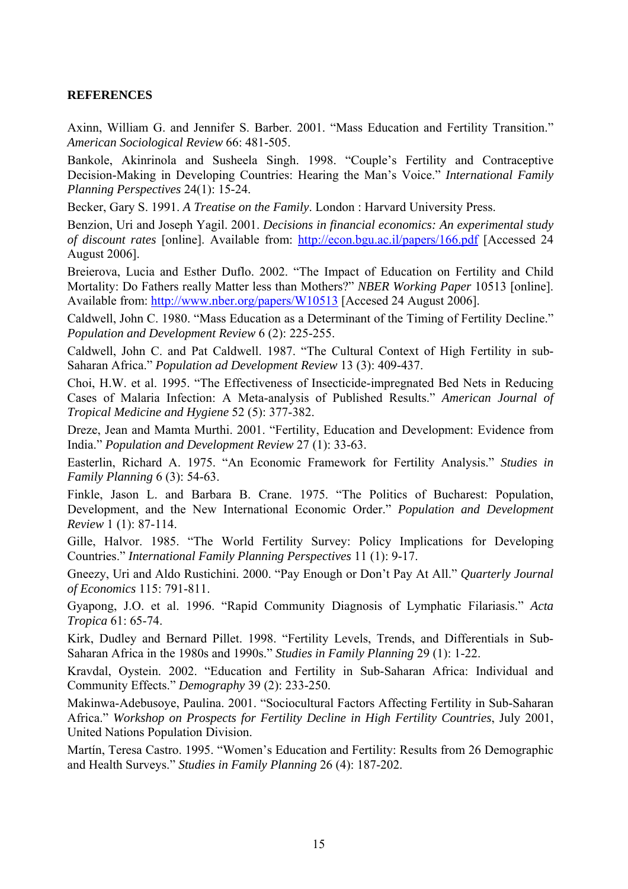**REFERENCES**

Axinn, William G. and Jennifer S. Barber. 2001. "Mass Education and Fertility Transition." *American Sociological Review* 66: 481-505.

Bankole, Akinrinola and Susheela Singh. 1998. "Couple's Fertility and Contraceptive Decision-Making in Developing Countries: Hearing the Man's Voice." *International Family Planning Perspectives* 24(1): 15-24.

Becker, Gary S. 1991. *A Treatise on the Family*. London : Harvard University Press.

Benzion, Uri and Joseph Yagil. 2001. *Decisions in financial economics: An experimental study of discount rates* [online]. Available from: http://econ.bgu.ac.il/papers/166.pdf [Accessed 24 August 2006].

Breierova, Lucia and Esther Duflo. 2002. "The Impact of Education on Fertility and Child Mortality: Do Fathers really Matter less than Mothers?" *NBER Working Paper* 10513 [online]. Available from: http://www.nber.org/papers/W10513 [Accesed 24 August 2006].

Caldwell, John C. 1980. "Mass Education as a Determinant of the Timing of Fertility Decline." *Population and Development Review* 6 (2): 225-255.

Caldwell, John C. and Pat Caldwell. 1987. "The Cultural Context of High Fertility in sub-Saharan Africa." *Population ad Development Review* 13 (3): 409-437.

Choi, H.W. et al. 1995. "The Effectiveness of Insecticide-impregnated Bed Nets in Reducing Cases of Malaria Infection: A Meta-analysis of Published Results." *American Journal of Tropical Medicine and Hygiene* 52 (5): 377-382.

Dreze, Jean and Mamta Murthi. 2001. "Fertility, Education and Development: Evidence from India." *Population and Development Review* 27 (1): 33-63.

Easterlin, Richard A. 1975. "An Economic Framework for Fertility Analysis." *Studies in Family Planning* 6 (3): 54-63.

Finkle, Jason L. and Barbara B. Crane. 1975. "The Politics of Bucharest: Population, Development, and the New International Economic Order." *Population and Development Review* 1 (1): 87-114.

Gille, Halvor. 1985. "The World Fertility Survey: Policy Implications for Developing Countries." *International Family Planning Perspectives* 11 (1): 9-17.

Gneezy, Uri and Aldo Rustichini. 2000. "Pay Enough or Don't Pay At All." *Quarterly Journal of Economics* 115: 791-811.

Gyapong, J.O. et al. 1996. "Rapid Community Diagnosis of Lymphatic Filariasis." *Acta Tropica* 61: 65-74.

Kirk, Dudley and Bernard Pillet. 1998. "Fertility Levels, Trends, and Differentials in Sub-Saharan Africa in the 1980s and 1990s." *Studies in Family Planning* 29 (1): 1-22.

Kravdal, Oystein. 2002. "Education and Fertility in Sub-Saharan Africa: Individual and Community Effects." *Demography* 39 (2): 233-250.

Makinwa-Adebusoye, Paulina. 2001. "Sociocultural Factors Affecting Fertility in Sub-Saharan Africa." *Workshop on Prospects for Fertility Decline in High Fertility Countries*, July 2001, United Nations Population Division.

Martín, Teresa Castro. 1995. "Women's Education and Fertility: Results from 26 Demographic and Health Surveys." *Studies in Family Planning* 26 (4): 187-202.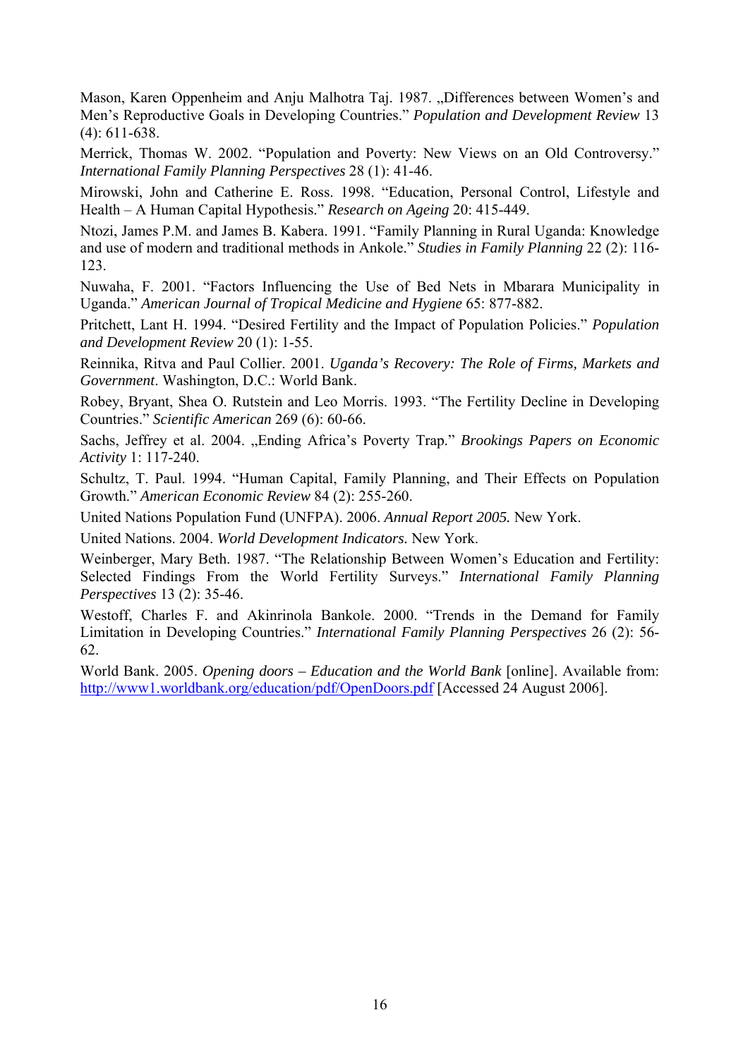Mason, Karen Oppenheim and Anju Malhotra Taj. 1987. „Differences between Women's and Men's Reproductive Goals in Developing Countries." *Population and Development Review* 13 (4): 611-638.

Merrick, Thomas W. 2002. "Population and Poverty: New Views on an Old Controversy." *International Family Planning Perspectives* 28 (1): 41-46.

Mirowski, John and Catherine E. Ross. 1998. "Education, Personal Control, Lifestyle and Health – A Human Capital Hypothesis." *Research on Ageing* 20: 415-449.

Ntozi, James P.M. and James B. Kabera. 1991. "Family Planning in Rural Uganda: Knowledge and use of modern and traditional methods in Ankole." *Studies in Family Planning* 22 (2): 116-123.

Nuwaha, F. 2001. "Factors Influencing the Use of Bed Nets in Mbarara Municipality in Uganda." *American Journal of Tropical Medicine and Hygiene* 65: 877-882.

Pritchett, Lant H. 1994. "Desired Fertility and the Impact of Population Policies." *Population and Development Review* 20 (1): 1-55.

Reinnika, Ritva and Paul Collier. 2001. *Uganda's Recovery: The Role of Firms, Markets and Government*. Washington, D.C.: World Bank.

Robey, Bryant, Shea O. Rutstein and Leo Morris. 1993. "The Fertility Decline in Developing Countries." *Scientific American* 269 (6): 60-66.

Sachs, Jeffrey et al. 2004. „Ending Africa's Poverty Trap." *Brookings Papers on Economic Activity* 1: 117-240.

Schultz, T. Paul. 1994. "Human Capital, Family Planning, and Their Effects on Population Growth." *American Economic Review* 84 (2): 255-260.

United Nations Population Fund (UNFPA). 2006. *Annual Report 2005.* New York.

United Nations. 2004. *World Development Indicators.* New York.

Weinberger, Mary Beth. 1987. "The Relationship Between Women's Education and Fertility: Selected Findings From the World Fertility Surveys." *International Family Planning Perspectives* 13 (2): 35-46.

Westoff, Charles F. and Akinrinola Bankole. 2000. "Trends in the Demand for Family Limitation in Developing Countries." *International Family Planning Perspectives* 26 (2): 56-62.

World Bank. 2005. *Opening doors – Education and the World Bank* [online]. Available from: http://www1.worldbank.org/education/pdf/OpenDoors.pdf [Accessed 24 August 2006].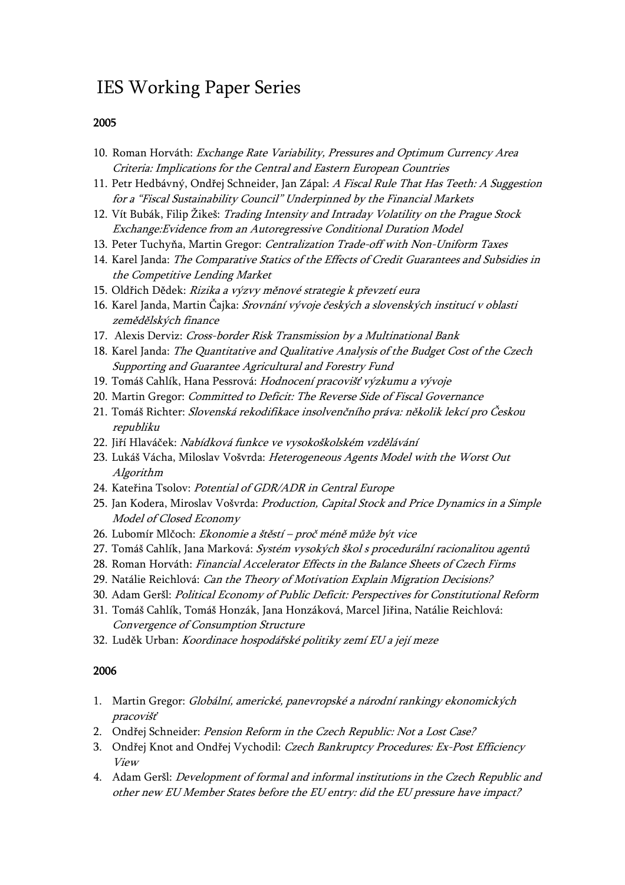# IES Working Paper Series

## 2005

10. Roman Horváth: *Exchange Rate Variability, Pressures and Optimum Currency Area Criteria: Implications for the Central and Eastern European Countries*
11. Petr Hedbávný, Ondřej Schneider, Jan Zápal: *A Fiscal Rule That Has Teeth: A Suggestion for a "Fiscal Sustainability Council" Underpinned by the Financial Markets*
12. Vít Bubák, Filip Žikeš: *Trading Intensity and Intraday Volatility on the Prague Stock Exchange:Evidence from an Autoregressive Conditional Duration Model*
13. Peter Tuchyňa, Martin Gregor: *Centralization Trade-off with Non-Uniform Taxes*
14. Karel Janda: *The Comparative Statics of the Effects of Credit Guarantees and Subsidies in the Competitive Lending Market*
15. Oldřich Dědek: *Rizika a výzvy měnové strategie k převzetí eura*
16. Karel Janda, Martin Čajka: *Srovnání vývoje českých a slovenských institucí v oblasti zemědělských finance*
17. Alexis Derviz: *Cross-border Risk Transmission by a Multinational Bank*
18. Karel Janda: *The Quantitative and Qualitative Analysis of the Budget Cost of the Czech Supporting and Guarantee Agricultural and Forestry Fund*
19. Tomáš Cahlík, Hana Pessrová: *Hodnocení pracovišť výzkumu a vývoje*
20. Martin Gregor: *Committed to Deficit: The Reverse Side of Fiscal Governance*
21. Tomáš Richter: *Slovenská rekodifikace insolvenčního práva: několik lekcí pro Českou republiku*
22. Jiří Hlaváček: *Nabídková funkce ve vysokoškolském vzdělávání*
23. Lukáš Vácha, Miloslav Vošvrda: *Heterogeneous Agents Model with the Worst Out Algorithm*
24. Kateřina Tsolov: *Potential of GDR/ADR in Central Europe*
25. Jan Kodera, Miroslav Vošvrda: *Production, Capital Stock and Price Dynamics in a Simple Model of Closed Economy*
26. Lubomír Mlčoch: *Ekonomie a štěstí – proč méně může být více*
27. Tomáš Cahlík, Jana Marková: *Systém vysokých škol s procedurální racionalitou agentů*
28. Roman Horváth: *Financial Accelerator Effects in the Balance Sheets of Czech Firms*
29. Natálie Reichlová: *Can the Theory of Motivation Explain Migration Decisions?*
30. Adam Geršl: *Political Economy of Public Deficit: Perspectives for Constitutional Reform*
31. Tomáš Cahlík, Tomáš Honzák, Jana Honzáková, Marcel Jiřina, Natálie Reichlová: *Convergence of Consumption Structure*
32. Luděk Urban: *Koordinace hospodářské politiky zemí EU a její meze*

## 2006

1. Martin Gregor: *Globální, americké, panevropské a národní rankingy ekonomických pracovišť*
2. Ondřej Schneider: *Pension Reform in the Czech Republic: Not a Lost Case?*
3. Ondřej Knot and Ondřej Vychodil: *Czech Bankruptcy Procedures: Ex-Post Efficiency View*
4. Adam Geršl: *Development of formal and informal institutions in the Czech Republic and other new EU Member States before the EU entry: did the EU pressure have impact?*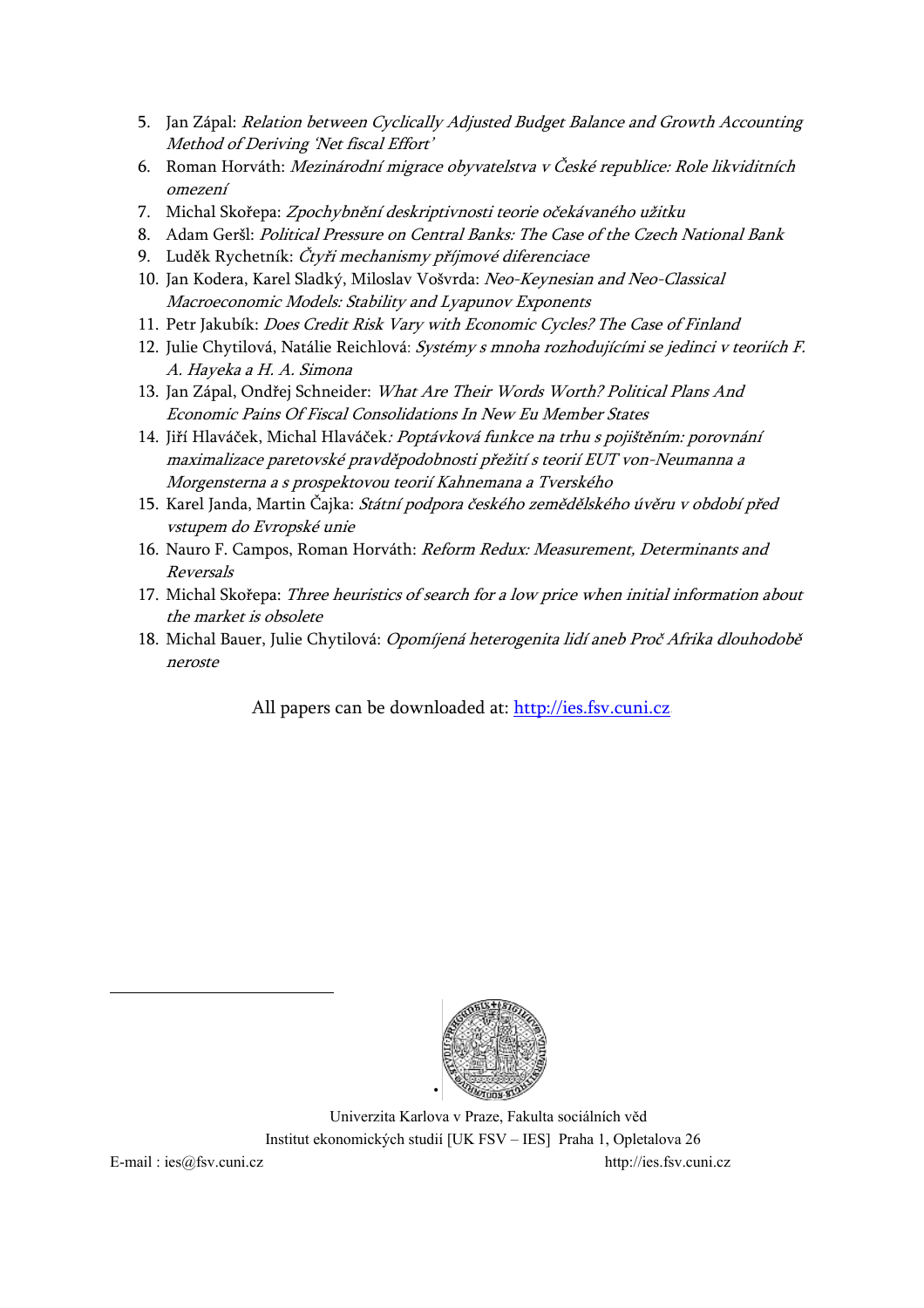5. Jan Zápal: *Relation between Cyclically Adjusted Budget Balance and Growth Accounting Method of Deriving 'Net fiscal Effort'*
6. Roman Horváth: *Mezinárodní migrace obyvatelstva v České republice: Role likviditních omezení*
7. Michal Skořepa: *Zpochybnění deskriptivnosti teorie očekávaného užitku*
8. Adam Geršl: *Political Pressure on Central Banks: The Case of the Czech National Bank*
9. Luděk Rychetník: *Čtyři mechanismy příjmové diferenciace*
10. Jan Kodera, Karel Sladký, Miloslav Vošvrda: *Neo-Keynesian and Neo-Classical Macroeconomic Models: Stability and Lyapunov Exponents*
11. Petr Jakubík: *Does Credit Risk Vary with Economic Cycles? The Case of Finland*
12. Julie Chytilová, Natálie Reichlová: *Systémy s mnoha rozhodujícími se jedinci v teoriích F. A. Hayeka a H. A. Simona*
13. Jan Zápal, Ondřej Schneider: *What Are Their Words Worth? Political Plans And Economic Pains Of Fiscal Consolidations In New Eu Member States*
14. Jiří Hlaváček, Michal Hlaváček*: Poptávková funkce na trhu s pojištěním: porovnání maximalizace paretovské pravděpodobnosti přežití s teorií EUT von-Neumanna a Morgensterna a s prospektovou teorií Kahnemana a Tverského*
15. Karel Janda, Martin Čajka: *Státní podpora českého zemědělského úvěru v období před vstupem do Evropské unie*
16. Nauro F. Campos, Roman Horváth: *Reform Redux: Measurement, Determinants and Reversals*
17. Michal Skořepa: *Three heuristics of search for a low price when initial information about the market is obsolete*
18. Michal Bauer, Julie Chytilová: *Opomíjená heterogenita lidí aneb Proč Afrika dlouhodobě neroste*

All papers can be downloaded at: http://ies.fsv.cuni.cz

Univerzita Karlova v Praze, Fakulta sociálních věd

Institut ekonomických studií [UK FSV – IES] Praha 1, Opletalova 26

E-mail : ies@fsv.cuni.cz http://ies.fsv.cuni.cz